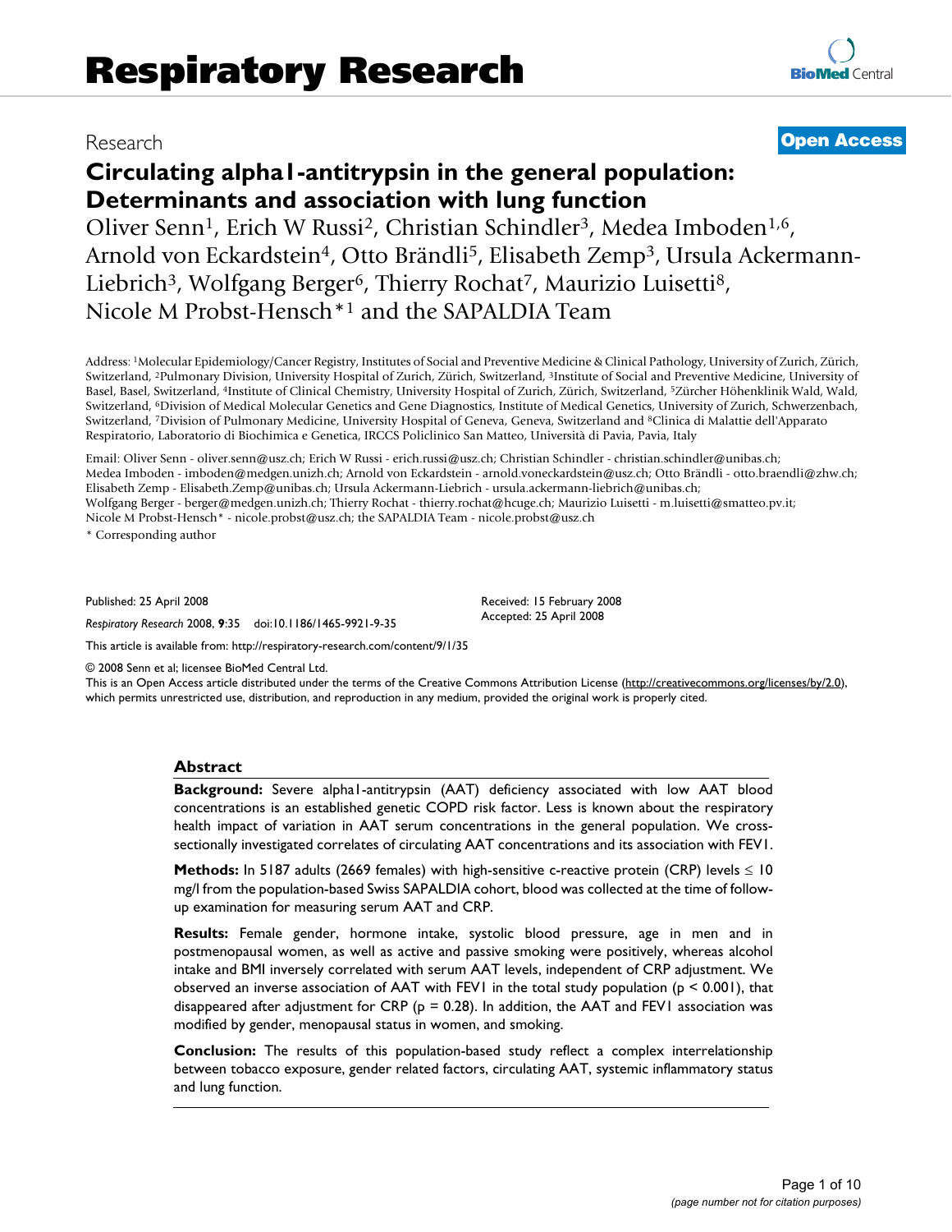Research

**Open Access**

# Circulating alpha1-antitrypsin in the general population: Determinants and association with lung function

Oliver Senn[1], Erich W Russi[2], Christian Schindler[3], Medea Imboden[1,6], Arnold von Eckardstein[4], Otto Brändli[5], Elisabeth Zemp[3], Ursula Ackermann-Liebrich[3], Wolfgang Berger[6], Thierry Rochat[7], Maurizio Luisetti[8], Nicole M Probst-Hensch*[1] and the SAPALDIA Team

Address: [1]Molecular Epidemiology/Cancer Registry, Institutes of Social and Preventive Medicine & Clinical Pathology, University of Zurich, Zürich, Switzerland, [2]Pulmonary Division, University Hospital of Zurich, Zürich, Switzerland, [3]Institute of Social and Preventive Medicine, University of Basel, Basel, Switzerland, [4]Institute of Clinical Chemistry, University Hospital of Zurich, Zürich, Switzerland, [5]Zürcher Höhenklinik Wald, Wald, Switzerland, [6]Division of Medical Molecular Genetics and Gene Diagnostics, Institute of Medical Genetics, University of Zurich, Schwerzenbach, Switzerland, [7]Division of Pulmonary Medicine, University Hospital of Geneva, Geneva, Switzerland and [8]Clinica di Malattie dell'Apparato Respiratorio, Laboratorio di Biochimica e Genetica, IRCCS Policlinico San Matteo, Università di Pavia, Pavia, Italy

Email: Oliver Senn - oliver.senn@usz.ch; Erich W Russi - erich.russi@usz.ch; Christian Schindler - christian.schindler@unibas.ch; Medea Imboden - imboden@medgen.unizh.ch; Arnold von Eckardstein - arnold.voneckardstein@usz.ch; Otto Brändli - otto.braendli@zhw.ch; Elisabeth Zemp - Elisabeth.Zemp@unibas.ch; Ursula Ackermann-Liebrich - ursula.ackermann-liebrich@unibas.ch; Wolfgang Berger - berger@medgen.unizh.ch; Thierry Rochat - thierry.rochat@hcuge.ch; Maurizio Luisetti - m.luisetti@smatteo.pv.it; Nicole M Probst-Hensch* - nicole.probst@usz.ch; the SAPALDIA Team - nicole.probst@usz.ch

* Corresponding author

Published: 25 April 2008

*Respiratory Research* 2008, **9**:35 doi:10.1186/1465-9921-9-35

Received: 15 February 2008
Accepted: 25 April 2008

This article is available from: http://respiratory-research.com/content/9/1/35

© 2008 Senn et al; licensee BioMed Central Ltd.
This is an Open Access article distributed under the terms of the Creative Commons Attribution License (http://creativecommons.org/licenses/by/2.0), which permits unrestricted use, distribution, and reproduction in any medium, provided the original work is properly cited.

## Abstract

**Background:** Severe alpha1-antitrypsin (AAT) deficiency associated with low AAT blood concentrations is an established genetic COPD risk factor. Less is known about the respiratory health impact of variation in AAT serum concentrations in the general population. We cross-sectionally investigated correlates of circulating AAT concentrations and its association with FEV1.

**Methods:** In 5187 adults (2669 females) with high-sensitive c-reactive protein (CRP) levels ≤ 10 mg/l from the population-based Swiss SAPALDIA cohort, blood was collected at the time of follow-up examination for measuring serum AAT and CRP.

**Results:** Female gender, hormone intake, systolic blood pressure, age in men and in postmenopausal women, as well as active and passive smoking were positively, whereas alcohol intake and BMI inversely correlated with serum AAT levels, independent of CRP adjustment. We observed an inverse association of AAT with FEV1 in the total study population ($p < 0.001$), that disappeared after adjustment for CRP ($p = 0.28$). In addition, the AAT and FEV1 association was modified by gender, menopausal status in women, and smoking.

**Conclusion:** The results of this population-based study reflect a complex interrelationship between tobacco exposure, gender related factors, circulating AAT, systemic inflammatory status and lung function.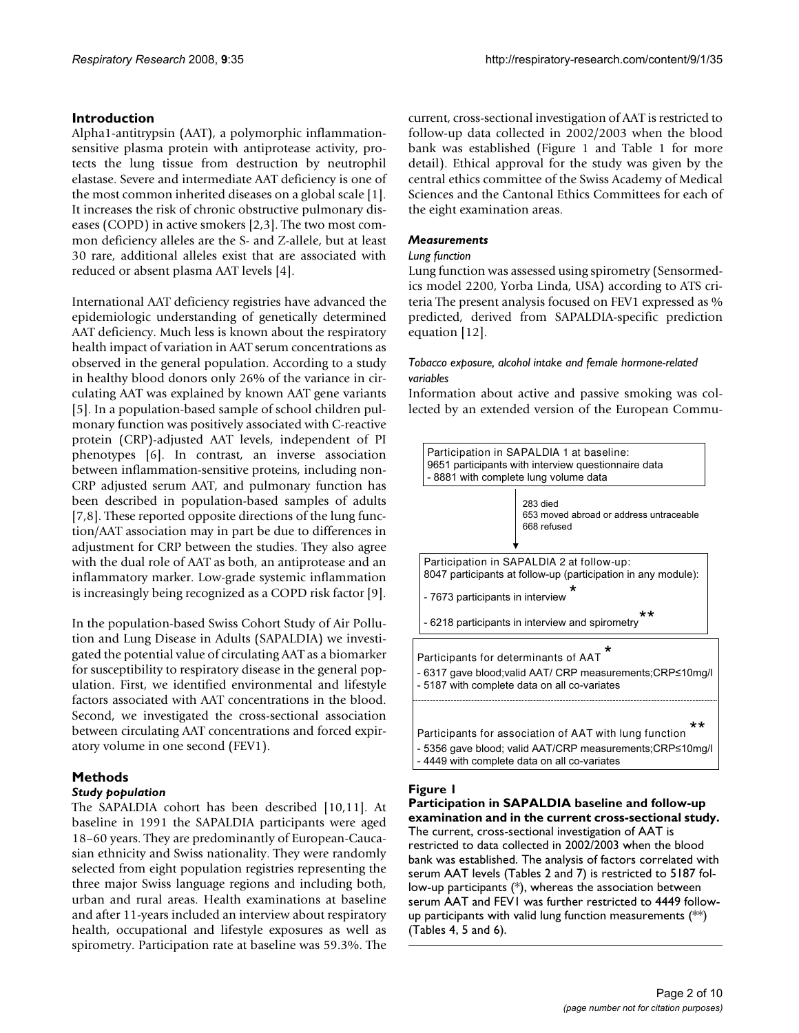## Introduction

Alpha1-antitrypsin (AAT), a polymorphic inflammation-sensitive plasma protein with antiprotease activity, protects the lung tissue from destruction by neutrophil elastase. Severe and intermediate AAT deficiency is one of the most common inherited diseases on a global scale [1]. It increases the risk of chronic obstructive pulmonary diseases (COPD) in active smokers [2,3]. The two most common deficiency alleles are the S- and Z-allele, but at least 30 rare, additional alleles exist that are associated with reduced or absent plasma AAT levels [4].

International AAT deficiency registries have advanced the epidemiologic understanding of genetically determined AAT deficiency. Much less is known about the respiratory health impact of variation in AAT serum concentrations as observed in the general population. According to a study in healthy blood donors only 26% of the variance in circulating AAT was explained by known AAT gene variants [5]. In a population-based sample of school children pulmonary function was positively associated with C-reactive protein (CRP)-adjusted AAT levels, independent of PI phenotypes [6]. In contrast, an inverse association between inflammation-sensitive proteins, including non-CRP adjusted serum AAT, and pulmonary function has been described in population-based samples of adults [7,8]. These reported opposite directions of the lung function/AAT association may in part be due to differences in adjustment for CRP between the studies. They also agree with the dual role of AAT as both, an antiprotease and an inflammatory marker. Low-grade systemic inflammation is increasingly being recognized as a COPD risk factor [9].

In the population-based Swiss Cohort Study of Air Pollution and Lung Disease in Adults (SAPALDIA) we investigated the potential value of circulating AAT as a biomarker for susceptibility to respiratory disease in the general population. First, we identified environmental and lifestyle factors associated with AAT concentrations in the blood. Second, we investigated the cross-sectional association between circulating AAT concentrations and forced expiratory volume in one second (FEV1).

## Methods

### Study population

The SAPALDIA cohort has been described [10,11]. At baseline in 1991 the SAPALDIA participants were aged 18–60 years. They are predominantly of European-Caucasian ethnicity and Swiss nationality. They were randomly selected from eight population registries representing the three major Swiss language regions and including both, urban and rural areas. Health examinations at baseline and after 11-years included an interview about respiratory health, occupational and lifestyle exposures as well as spirometry. Participation rate at baseline was 59.3%. The current, cross-sectional investigation of AAT is restricted to follow-up data collected in 2002/2003 when the blood bank was established (Figure 1 and Table 1 for more detail). Ethical approval for the study was given by the central ethics committee of the Swiss Academy of Medical Sciences and the Cantonal Ethics Committees for each of the eight examination areas.

### Measurements

#### *Lung function*

Lung function was assessed using spirometry (Sensormedics model 2200, Yorba Linda, USA) according to ATS criteria The present analysis focused on FEV1 expressed as % predicted, derived from SAPALDIA-specific prediction equation [12].

#### *Tobacco exposure, alcohol intake and female hormone-related variables*

Information about active and passive smoking was collected by an extended version of the European Commu-

Participation in SAPALDIA 1 at baseline:
9651 participants with interview questionnaire data
- 8881 with complete lung volume data

283 died
653 moved abroad or address untraceable
668 refused

Participation in SAPALDIA 2 at follow-up:
8047 participants at follow-up (participation in any module):
- 7673 participants in interview *
- 6218 participants in interview and spirometry **

Participants for determinants of AAT *
- 6317 gave blood;valid AAT/ CRP measurements;CRP≤10mg/l
- 5187 with complete data on all co-variates

Participants for association of AAT with lung function **
- 5356 gave blood; valid AAT/CRP measurements;CRP≤10mg/l
- 4449 with complete data on all co-variates

**Figure 1**

**Participation in SAPALDIA baseline and follow-up examination and in the current cross-sectional study.** The current, cross-sectional investigation of AAT is restricted to data collected in 2002/2003 when the blood bank was established. The analysis of factors correlated with serum AAT levels (Tables 2 and 7) is restricted to 5187 follow-up participants (*), whereas the association between serum AAT and FEV1 was further restricted to 4449 follow-up participants with valid lung function measurements (**) (Tables 4, 5 and 6).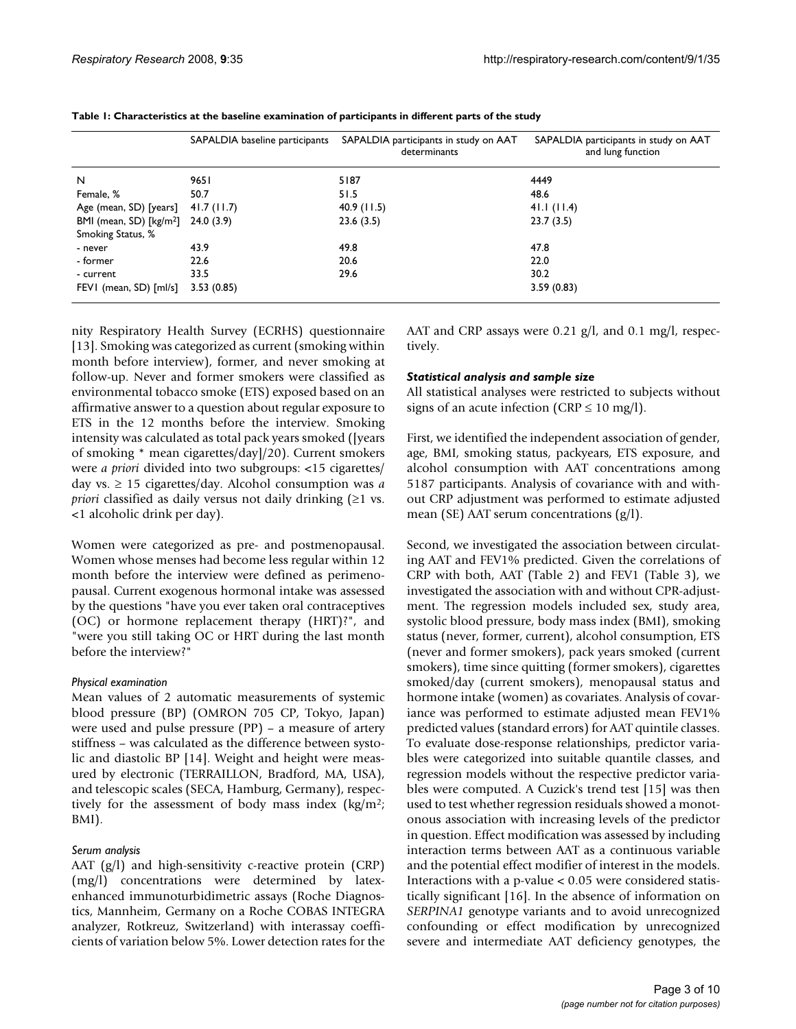**Table 1: Characteristics at the baseline examination of participants in different parts of the study**

| | SAPALDIA baseline participants | SAPALDIA participants in study on AAT determinants | SAPALDIA participants in study on AAT and lung function |
|---|---|---|---|
| N | 9651 | 5187 | 4449 |
| Female, % | 50.7 | 51.5 | 48.6 |
| Age (mean, SD) [years] | 41.7 (11.7) | 40.9 (11.5) | 41.1 (11.4) |
| BMI (mean, SD) [kg/m$^2$] | 24.0 (3.9) | 23.6 (3.5) | 23.7 (3.5) |
| Smoking Status, % | | | |
| - never | 43.9 | 49.8 | 47.8 |
| - former | 22.6 | 20.6 | 22.0 |
| - current | 33.5 | 29.6 | 30.2 |
| FEV1 (mean, SD) [ml/s] | 3.53 (0.85) | | 3.59 (0.83) |

nity Respiratory Health Survey (ECRHS) questionnaire [13]. Smoking was categorized as current (smoking within month before interview), former, and never smoking at follow-up. Never and former smokers were classified as environmental tobacco smoke (ETS) exposed based on an affirmative answer to a question about regular exposure to ETS in the 12 months before the interview. Smoking intensity was calculated as total pack years smoked ([years of smoking * mean cigarettes/day]/20). Current smokers were *a priori* divided into two subgroups: <15 cigarettes/day vs. ≥ 15 cigarettes/day. Alcohol consumption was *a priori* classified as daily versus not daily drinking (≥1 vs. <1 alcoholic drink per day).

Women were categorized as pre- and postmenopausal. Women whose menses had become less regular within 12 month before the interview were defined as perimenopausal. Current exogenous hormonal intake was assessed by the questions "have you ever taken oral contraceptives (OC) or hormone replacement therapy (HRT)?", and "were you still taking OC or HRT during the last month before the interview?"

#### *Physical examination*

Mean values of 2 automatic measurements of systemic blood pressure (BP) (OMRON 705 CP, Tokyo, Japan) were used and pulse pressure (PP) – a measure of artery stiffness – was calculated as the difference between systolic and diastolic BP [14]. Weight and height were measured by electronic (TERRAILLON, Bradford, MA, USA), and telescopic scales (SECA, Hamburg, Germany), respectively for the assessment of body mass index (kg/m$^2$; BMI).

#### *Serum analysis*

AAT (g/l) and high-sensitivity c-reactive protein (CRP) (mg/l) concentrations were determined by latex-enhanced immunoturbidimetric assays (Roche Diagnostics, Mannheim, Germany on a Roche COBAS INTEGRA analyzer, Rotkreuz, Switzerland) with interassay coefficients of variation below 5%. Lower detection rates for the AAT and CRP assays were 0.21 g/l, and 0.1 mg/l, respectively.

### *Statistical analysis and sample size*

All statistical analyses were restricted to subjects without signs of an acute infection (CRP ≤ 10 mg/l).

First, we identified the independent association of gender, age, BMI, smoking status, packyears, ETS exposure, and alcohol consumption with AAT concentrations among 5187 participants. Analysis of covariance with and without CRP adjustment was performed to estimate adjusted mean (SE) AAT serum concentrations (g/l).

Second, we investigated the association between circulating AAT and FEV1% predicted. Given the correlations of CRP with both, AAT (Table 2) and FEV1 (Table 3), we investigated the association with and without CPR-adjustment. The regression models included sex, study area, systolic blood pressure, body mass index (BMI), smoking status (never, former, current), alcohol consumption, ETS (never and former smokers), pack years smoked (current smokers), time since quitting (former smokers), cigarettes smoked/day (current smokers), menopausal status and hormone intake (women) as covariates. Analysis of covariance was performed to estimate adjusted mean FEV1% predicted values (standard errors) for AAT quintile classes. To evaluate dose-response relationships, predictor variables were categorized into suitable quantile classes, and regression models without the respective predictor variables were computed. A Cuzick's trend test [15] was then used to test whether regression residuals showed a monotonous association with increasing levels of the predictor in question. Effect modification was assessed by including interaction terms between AAT as a continuous variable and the potential effect modifier of interest in the models. Interactions with a p-value < 0.05 were considered statistically significant [16]. In the absence of information on *SERPINA1* genotype variants and to avoid unrecognized confounding or effect modification by unrecognized severe and intermediate AAT deficiency genotypes, the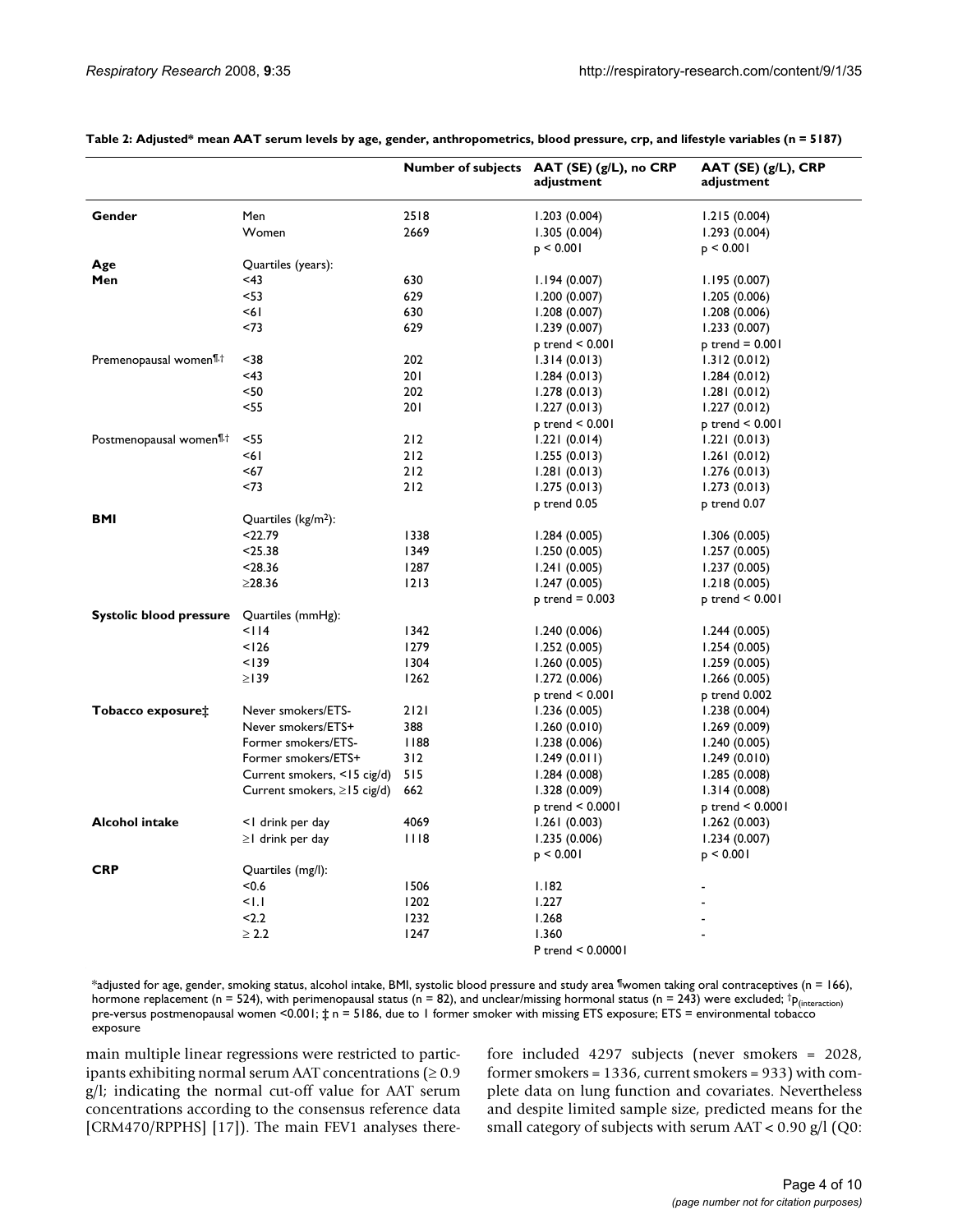**Table 2: Adjusted* mean AAT serum levels by age, gender, anthropometrics, blood pressure, crp, and lifestyle variables (n = 5187)**

| | | Number of subjects | AAT (SE) (g/L), no CRP adjustment | AAT (SE) (g/L), CRP adjustment |
|---|---|---|---|---|
| **Gender** | Men | 2518 | 1.203 (0.004) | 1.215 (0.004) |
| | Women | 2669 | 1.305 (0.004) | 1.293 (0.004) |
| | | | p < 0.001 | p < 0.001 |
| **Age** | Quartiles (years): | | | |
| **Men** | <43 | 630 | 1.194 (0.007) | 1.195 (0.007) |
| | <53 | 629 | 1.200 (0.007) | 1.205 (0.006) |
| | <61 | 630 | 1.208 (0.007) | 1.208 (0.006) |
| | <73 | 629 | 1.239 (0.007) | 1.233 (0.007) |
| | | | p trend < 0.001 | p trend = 0.001 |
| Premenopausal women¶,† | <38 | 202 | 1.314 (0.013) | 1.312 (0.012) |
| | <43 | 201 | 1.284 (0.013) | 1.284 (0.012) |
| | <50 | 202 | 1.278 (0.013) | 1.281 (0.012) |
| | <55 | 201 | 1.227 (0.013) | 1.227 (0.012) |
| | | | p trend < 0.001 | p trend < 0.001 |
| Postmenopausal women¶,† | <55 | 212 | 1.221 (0.014) | 1.221 (0.013) |
| | <61 | 212 | 1.255 (0.013) | 1.261 (0.012) |
| | <67 | 212 | 1.281 (0.013) | 1.276 (0.013) |
| | <73 | 212 | 1.275 (0.013) | 1.273 (0.013) |
| | | | p trend 0.05 | p trend 0.07 |
| **BMI** | Quartiles (kg/m²): | | | |
| | <22.79 | 1338 | 1.284 (0.005) | 1.306 (0.005) |
| | <25.38 | 1349 | 1.250 (0.005) | 1.257 (0.005) |
| | <28.36 | 1287 | 1.241 (0.005) | 1.237 (0.005) |
| | ≥28.36 | 1213 | 1.247 (0.005) | 1.218 (0.005) |
| | | | p trend = 0.003 | p trend < 0.001 |
| **Systolic blood pressure** | Quartiles (mmHg): | | | |
| | <114 | 1342 | 1.240 (0.006) | 1.244 (0.005) |
| | <126 | 1279 | 1.252 (0.005) | 1.254 (0.005) |
| | <139 | 1304 | 1.260 (0.005) | 1.259 (0.005) |
| | ≥139 | 1262 | 1.272 (0.006) | 1.266 (0.005) |
| | | | p trend < 0.001 | p trend 0.002 |
| **Tobacco exposure‡** | Never smokers/ETS- | 2121 | 1.236 (0.005) | 1.238 (0.004) |
| | Never smokers/ETS+ | 388 | 1.260 (0.010) | 1.269 (0.009) |
| | Former smokers/ETS- | 1188 | 1.238 (0.006) | 1.240 (0.005) |
| | Former smokers/ETS+ | 312 | 1.249 (0.011) | 1.249 (0.010) |
| | Current smokers, <15 cig/d) | 515 | 1.284 (0.008) | 1.285 (0.008) |
| | Current smokers, ≥15 cig/d) | 662 | 1.328 (0.009) | 1.314 (0.008) |
| | | | p trend < 0.0001 | p trend < 0.0001 |
| **Alcohol intake** | <1 drink per day | 4069 | 1.261 (0.003) | 1.262 (0.003) |
| | ≥1 drink per day | 1118 | 1.235 (0.006) | 1.234 (0.007) |
| | | | p < 0.001 | p < 0.001 |
| **CRP** | Quartiles (mg/l): | | | |
| | <0.6 | 1506 | 1.182 | - |
| | <1.1 | 1202 | 1.227 | - |
| | <2.2 | 1232 | 1.268 | - |
| | ≥ 2.2 | 1247 | 1.360 | - |
| | | | P trend < 0.00001 | |

*adjusted for age, gender, smoking status, alcohol intake, BMI, systolic blood pressure and study area ¶women taking oral contraceptives (n = 166), hormone replacement (n = 524), with perimenopausal status (n = 82), and unclear/missing hormonal status (n = 243) were excluded; †$p_{(interaction)}$ pre-versus postmenopausal women <0.001; ‡ n = 5186, due to 1 former smoker with missing ETS exposure; ETS = environmental tobacco exposure

main multiple linear regressions were restricted to participants exhibiting normal serum AAT concentrations (≥ 0.9 g/l; indicating the normal cut-off value for AAT serum concentrations according to the consensus reference data [CRM470/RPPHS] [17]). The main FEV1 analyses therefore included 4297 subjects (never smokers = 2028, former smokers = 1336, current smokers = 933) with complete data on lung function and covariates. Nevertheless and despite limited sample size, predicted means for the small category of subjects with serum AAT < 0.90 g/l (Q0: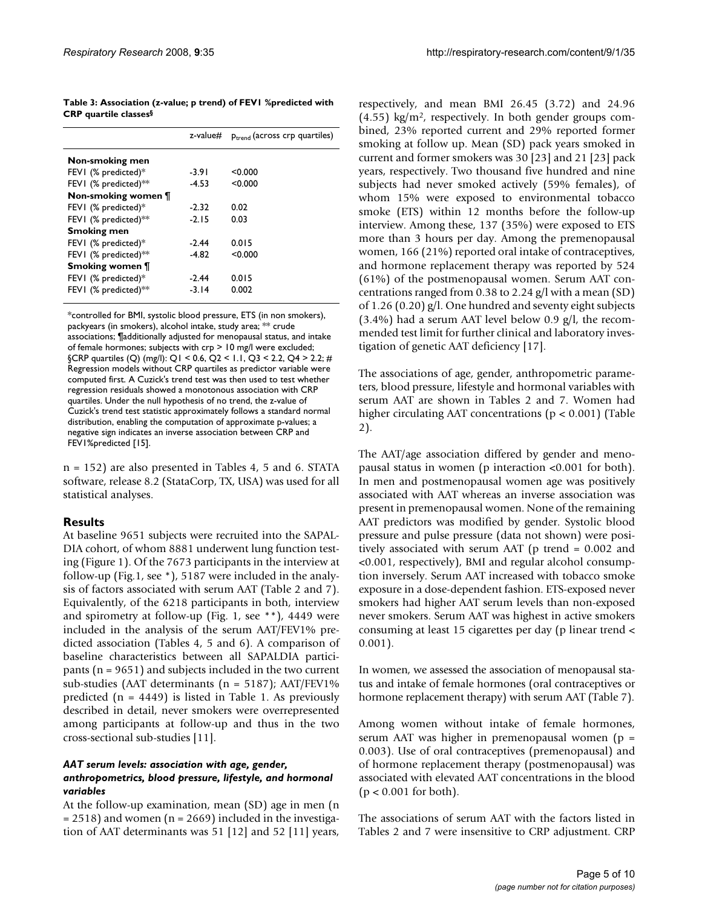**Table 3: Association (z-value; p trend) of FEV1 %predicted with CRP quartile classes§**

| | z-value# | $p_{trend}$ (across crp quartiles) |
|---|---|---|
| **Non-smoking men** | | |
| FEV1 (% predicted)* | -3.91 | <0.000 |
| FEV1 (% predicted)** | -4.53 | <0.000 |
| **Non-smoking women ¶** | | |
| FEV1 (% predicted)* | -2.32 | 0.02 |
| FEV1 (% predicted)** | -2.15 | 0.03 |
| **Smoking men** | | |
| FEV1 (% predicted)* | -2.44 | 0.015 |
| FEV1 (% predicted)** | -4.82 | <0.000 |
| **Smoking women ¶** | | |
| FEV1 (% predicted)* | -2.44 | 0.015 |
| FEV1 (% predicted)** | -3.14 | 0.002 |

*controlled for BMI, systolic blood pressure, ETS (in non smokers), packyears (in smokers), alcohol intake, study area; ** crude associations; ¶additionally adjusted for menopausal status, and intake of female hormones; subjects with crp > 10 mg/l were excluded; §CRP quartiles (Q) (mg/l): Q1 < 0.6, Q2 < 1.1, Q3 < 2.2, Q4 > 2.2; # Regression models without CRP quartiles as predictor variable were computed first. A Cuzick's trend test was then used to test whether regression residuals showed a monotonous association with CRP quartiles. Under the null hypothesis of no trend, the z-value of Cuzick's trend test statistic approximately follows a standard normal distribution, enabling the computation of approximate p-values; a negative sign indicates an inverse association between CRP and FEV1%predicted [15].

n = 152) are also presented in Tables 4, 5 and 6. STATA software, release 8.2 (StataCorp, TX, USA) was used for all statistical analyses.

## Results

At baseline 9651 subjects were recruited into the SAPALDIA cohort, of whom 8881 underwent lung function testing (Figure 1). Of the 7673 participants in the interview at follow-up (Fig.1, see *), 5187 were included in the analysis of factors associated with serum AAT (Table 2 and 7). Equivalently, of the 6218 participants in both, interview and spirometry at follow-up (Fig. 1, see **), 4449 were included in the analysis of the serum AAT/FEV1% predicted association (Tables 4, 5 and 6). A comparison of baseline characteristics between all SAPALDIA participants (n = 9651) and subjects included in the two current sub-studies (AAT determinants (n = 5187); AAT/FEV1% predicted (n = 4449) is listed in Table 1. As previously described in detail, never smokers were overrepresented among participants at follow-up and thus in the two cross-sectional sub-studies [11].

### *AAT serum levels: association with age, gender, anthropometrics, blood pressure, lifestyle, and hormonal variables*

At the follow-up examination, mean (SD) age in men (n = 2518) and women (n = 2669) included in the investigation of AAT determinants was 51 [12] and 52 [11] years, respectively, and mean BMI 26.45 (3.72) and 24.96 (4.55) kg/m$^2$, respectively. In both gender groups combined, 23% reported current and 29% reported former smoking at follow up. Mean (SD) pack years smoked in current and former smokers was 30 [23] and 21 [23] pack years, respectively. Two thousand five hundred and nine subjects had never smoked actively (59% females), of whom 15% were exposed to environmental tobacco smoke (ETS) within 12 months before the follow-up interview. Among these, 137 (35%) were exposed to ETS more than 3 hours per day. Among the premenopausal women, 166 (21%) reported oral intake of contraceptives, and hormone replacement therapy was reported by 524 (61%) of the postmenopausal women. Serum AAT concentrations ranged from 0.38 to 2.24 g/l with a mean (SD) of 1.26 (0.20) g/l. One hundred and seventy eight subjects (3.4%) had a serum AAT level below 0.9 g/l, the recommended test limit for further clinical and laboratory investigation of genetic AAT deficiency [17].

The associations of age, gender, anthropometric parameters, blood pressure, lifestyle and hormonal variables with serum AAT are shown in Tables 2 and 7. Women had higher circulating AAT concentrations ($p < 0.001$) (Table 2).

The AAT/age association differed by gender and menopausal status in women (p interaction <0.001 for both). In men and postmenopausal women age was positively associated with AAT whereas an inverse association was present in premenopausal women. None of the remaining AAT predictors was modified by gender. Systolic blood pressure and pulse pressure (data not shown) were positively associated with serum AAT (p trend = 0.002 and <0.001, respectively), BMI and regular alcohol consumption inversely. Serum AAT increased with tobacco smoke exposure in a dose-dependent fashion. ETS-exposed never smokers had higher AAT serum levels than non-exposed never smokers. Serum AAT was highest in active smokers consuming at least 15 cigarettes per day (p linear trend < 0.001).

In women, we assessed the association of menopausal status and intake of female hormones (oral contraceptives or hormone replacement therapy) with serum AAT (Table 7).

Among women without intake of female hormones, serum AAT was higher in premenopausal women ($p = 0.003$). Use of oral contraceptives (premenopausal) and of hormone replacement therapy (postmenopausal) was associated with elevated AAT concentrations in the blood ($p < 0.001$ for both).

The associations of serum AAT with the factors listed in Tables 2 and 7 were insensitive to CRP adjustment. CRP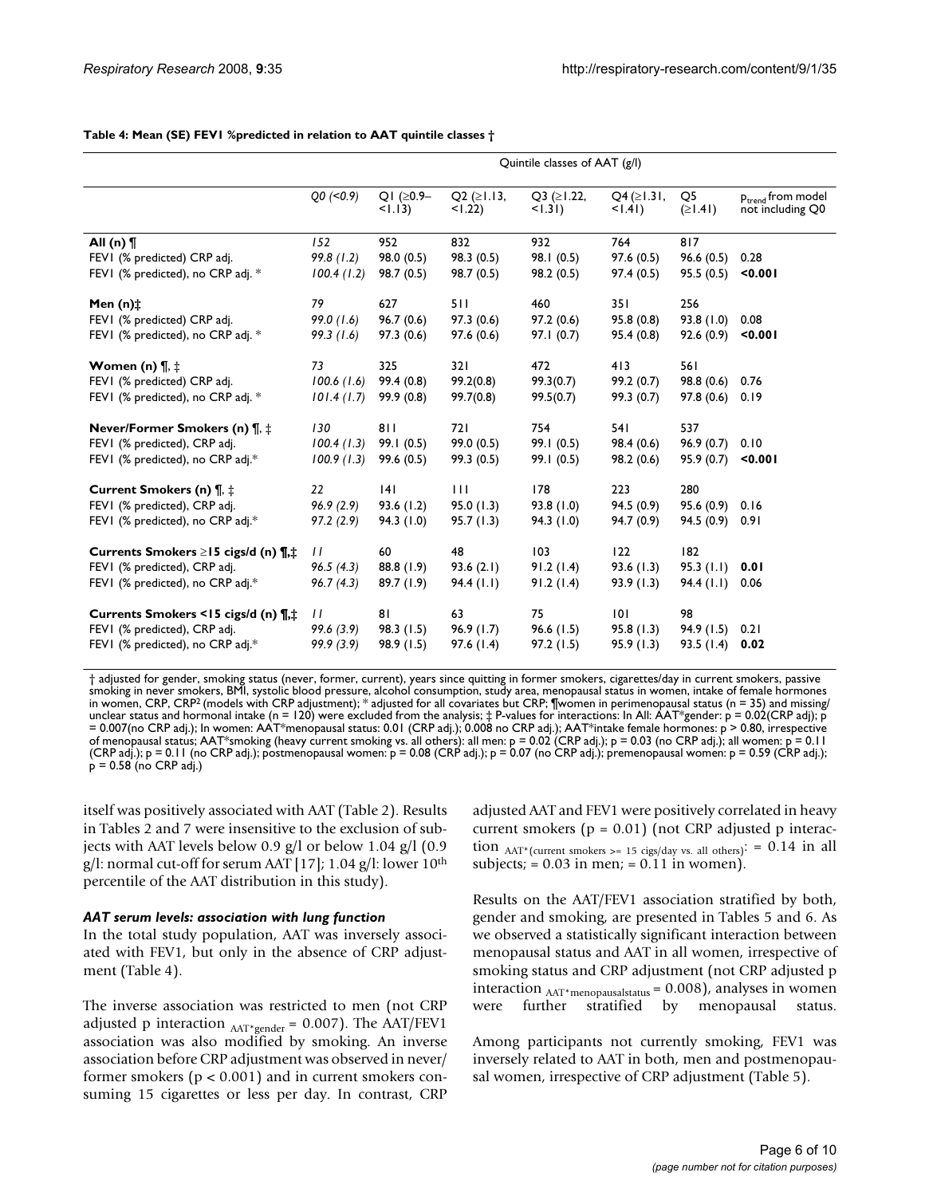**Table 4: Mean (SE) FEV1 %predicted in relation to AAT quintile classes †**

| | Quintile classes of AAT (g/l) | | | | | | |
|---|---|---|---|---|---|---|---|
| | *Q0 (<0.9)* | Q1 (≥0.9–<1.13) | Q2 (≥1.13, <1.22) | Q3 (≥1.22, <1.31) | Q4 (≥1.31, <1.41) | Q5 (≥1.41) | $p_{trend}$ from model not including Q0 |
| **All (n) ¶** | *152* | 952 | 832 | 932 | 764 | 817 | |
| FEV1 (% predicted) CRP adj. | *99.8 (1.2)* | 98.0 (0.5) | 98.3 (0.5) | 98.1 (0.5) | 97.6 (0.5) | 96.6 (0.5) | 0.28 |
| FEV1 (% predicted), no CRP adj. * | *100.4 (1.2)* | 98.7 (0.5) | 98.7 (0.5) | 98.2 (0.5) | 97.4 (0.5) | 95.5 (0.5) | **<0.001** |
| **Men (n)‡** | *79* | 627 | 511 | 460 | 351 | 256 | |
| FEV1 (% predicted) CRP adj. | *99.0 (1.6)* | 96.7 (0.6) | 97.3 (0.6) | 97.2 (0.6) | 95.8 (0.8) | 93.8 (1.0) | 0.08 |
| FEV1 (% predicted), no CRP adj. * | *99.3 (1.6)* | 97.3 (0.6) | 97.6 (0.6) | 97.1 (0.7) | 95.4 (0.8) | 92.6 (0.9) | **<0.001** |
| **Women (n) ¶, ‡** | *73* | 325 | 321 | 472 | 413 | 561 | |
| FEV1 (% predicted) CRP adj. | *100.6 (1.6)* | 99.4 (0.8) | 99.2(0.8) | 99.3(0.7) | 99.2 (0.7) | 98.8 (0.6) | 0.76 |
| FEV1 (% predicted), no CRP adj. * | *101.4 (1.7)* | 99.9 (0.8) | 99.7(0.8) | 99.5(0.7) | 99.3 (0.7) | 97.8 (0.6) | 0.19 |
| **Never/Former Smokers (n) ¶, ‡** | *130* | 811 | 721 | 754 | 541 | 537 | |
| FEV1 (% predicted), CRP adj. | *100.4 (1.3)* | 99.1 (0.5) | 99.0 (0.5) | 99.1 (0.5) | 98.4 (0.6) | 96.9 (0.7) | 0.10 |
| FEV1 (% predicted), no CRP adj.* | *100.9 (1.3)* | 99.6 (0.5) | 99.3 (0.5) | 99.1 (0.5) | 98.2 (0.6) | 95.9 (0.7) | **<0.001** |
| **Current Smokers (n) ¶, ‡** | *22* | 141 | 111 | 178 | 223 | 280 | |
| FEV1 (% predicted), CRP adj. | *96.9 (2.9)* | 93.6 (1.2) | 95.0 (1.3) | 93.8 (1.0) | 94.5 (0.9) | 95.6 (0.9) | 0.16 |
| FEV1 (% predicted), no CRP adj.* | *97.2 (2.9)* | 94.3 (1.0) | 95.7 (1.3) | 94.3 (1.0) | 94.7 (0.9) | 94.5 (0.9) | 0.91 |
| **Currents Smokers ≥15 cigs/d (n) ¶,‡** | *11* | 60 | 48 | 103 | 122 | 182 | |
| FEV1 (% predicted), CRP adj. | *96.5 (4.3)* | 88.8 (1.9) | 93.6 (2.1) | 91.2 (1.4) | 93.6 (1.3) | 95.3 (1.1) | **0.01** |
| FEV1 (% predicted), no CRP adj.* | *96.7 (4.3)* | 89.7 (1.9) | 94.4 (1.1) | 91.2 (1.4) | 93.9 (1.3) | 94.4 (1.1) | 0.06 |
| **Currents Smokers <15 cigs/d (n) ¶,‡** | *11* | 81 | 63 | 75 | 101 | 98 | |
| FEV1 (% predicted), CRP adj. | *99.6 (3.9)* | 98.3 (1.5) | 96.9 (1.7) | 96.6 (1.5) | 95.8 (1.3) | 94.9 (1.5) | 0.21 |
| FEV1 (% predicted), no CRP adj.* | *99.9 (3.9)* | 98.9 (1.5) | 97.6 (1.4) | 97.2 (1.5) | 95.9 (1.3) | 93.5 (1.4) | **0.02** |

† adjusted for gender, smoking status (never, former, current), years since quitting in former smokers, cigarettes/day in current smokers, passive smoking in never smokers, BMI, systolic blood pressure, alcohol consumption, study area, menopausal status in women, intake of female hormones in women, CRP, CRP[2] (models with CRP adjustment); * adjusted for all covariates but CRP; ¶women in perimenopausal status (n = 35) and missing/unclear status and hormonal intake (n = 120) were excluded from the analysis; ‡ P-values for interactions: In All: AAT*gender: p = 0.02(CRP adj); p = 0.007(no CRP adj.); In women: AAT*menopausal status: 0.01 (CRP adj.); 0.008 no CRP adj.); AAT*intake female hormones: p > 0.80, irrespective of menopausal status; AAT*smoking (heavy current smoking vs. all others): all men: p = 0.02 (CRP adj.); p = 0.03 (no CRP adj.); all women: p = 0.11 (CRP adj.); p = 0.11 (no CRP adj.); postmenopausal women: p = 0.08 (CRP adj.); p = 0.07 (no CRP adj.); premenopausal women: p = 0.59 (CRP adj.); p = 0.58 (no CRP adj.)

itself was positively associated with AAT (Table 2). Results in Tables 2 and 7 were insensitive to the exclusion of subjects with AAT levels below 0.9 g/l or below 1.04 g/l (0.9 g/l: normal cut-off for serum AAT [17]; 1.04 g/l: lower 10th percentile of the AAT distribution in this study).

### *AAT serum levels: association with lung function*

In the total study population, AAT was inversely associated with FEV1, but only in the absence of CRP adjustment (Table 4).

The inverse association was restricted to men (not CRP adjusted p interaction $_{AAT*gender}$ = 0.007). The AAT/FEV1 association was also modified by smoking. An inverse association before CRP adjustment was observed in never/former smokers ($p < 0.001$) and in current smokers consuming 15 cigarettes or less per day. In contrast, CRP adjusted AAT and FEV1 were positively correlated in heavy current smokers (p = 0.01) (not CRP adjusted p interaction $_{AAT*(current\ smokers\ >=\ 15\ cigs/day\ vs.\ all\ others)}$: = 0.14 in all subjects; = 0.03 in men; = 0.11 in women).

Results on the AAT/FEV1 association stratified by both, gender and smoking, are presented in Tables 5 and 6. As we observed a statistically significant interaction between menopausal status and AAT in all women, irrespective of smoking status and CRP adjustment (not CRP adjusted p interaction $_{AAT*menopausalstatus}$ = 0.008), analyses in women were further stratified by menopausal status.

Among participants not currently smoking, FEV1 was inversely related to AAT in both, men and postmenopausal women, irrespective of CRP adjustment (Table 5).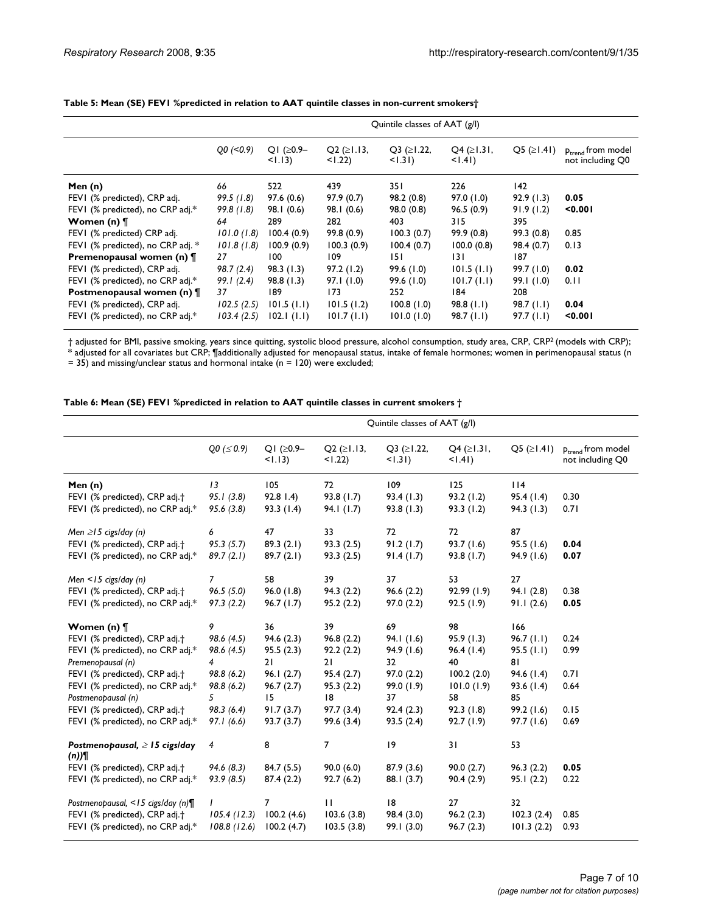**Table 5: Mean (SE) FEV1 %predicted in relation to AAT quintile classes in non-current smokers†**

| | Quintile classes of AAT (g/l) | | | | | | |
|---|---|---|---|---|---|---|---|
| | *Q0 (<0.9)* | Q1 (≥0.9–<1.13) | Q2 (≥1.13, <1.22) | Q3 (≥1.22, <1.31) | Q4 (≥1.31, <1.41) | Q5 (≥1.41) | $p_{trend}$ from model not including Q0 |
| **Men (n)** | *66* | 522 | 439 | 351 | 226 | 142 | |
| FEV1 (% predicted), CRP adj. | *99.5 (1.8)* | 97.6 (0.6) | 97.9 (0.7) | 98.2 (0.8) | 97.0 (1.0) | 92.9 (1.3) | **0.05** |
| FEV1 (% predicted), no CRP adj.* | *99.8 (1.8)* | 98.1 (0.6) | 98.1 (0.6) | 98.0 (0.8) | 96.5 (0.9) | 91.9 (1.2) | **<0.001** |
| **Women (n) ¶** | *64* | 289 | 282 | 403 | 315 | 395 | |
| FEV1 (% predicted) CRP adj. | *101.0 (1.8)* | 100.4 (0.9) | 99.8 (0.9) | 100.3 (0.7) | 99.9 (0.8) | 99.3 (0.8) | 0.85 |
| FEV1 (% predicted), no CRP adj. * | *101.8 (1.8)* | 100.9 (0.9) | 100.3 (0.9) | 100.4 (0.7) | 100.0 (0.8) | 98.4 (0.7) | 0.13 |
| **Premenopausal women (n) ¶** | *27* | 100 | 109 | 151 | 131 | 187 | |
| FEV1 (% predicted), CRP adj. | *98.7 (2.4)* | 98.3 (1.3) | 97.2 (1.2) | 99.6 (1.0) | 101.5 (1.1) | 99.7 (1.0) | **0.02** |
| FEV1 (% predicted), no CRP adj.* | *99.1 (2.4)* | 98.8 (1.3) | 97.1 (1.0) | 99.6 (1.0) | 101.7 (1.1) | 99.1 (1.0) | 0.11 |
| **Postmenopausal women (n) ¶** | *37* | 189 | 173 | 252 | 184 | 208 | |
| FEV1 (% predicted), CRP adj. | *102.5 (2.5)* | 101.5 (1.1) | 101.5 (1.2) | 100.8 (1.0) | 98.8 (1.1) | 98.7 (1.1) | **0.04** |
| FEV1 (% predicted), no CRP adj.* | *103.4 (2.5)* | 102.1 (1.1) | 101.7 (1.1) | 101.0 (1.0) | 98.7 (1.1) | 97.7 (1.1) | **<0.001** |

† adjusted for BMI, passive smoking, years since quitting, systolic blood pressure, alcohol consumption, study area, CRP, $CRP^2$ (models with CRP); * adjusted for all covariates but CRP; ¶additionally adjusted for menopausal status, intake of female hormones; women in perimenopausal status (n = 35) and missing/unclear status and hormonal intake (n = 120) were excluded;

**Table 6: Mean (SE) FEV1 %predicted in relation to AAT quintile classes in current smokers †**

| | Quintile classes of AAT (g/l) | | | | | | |
|---|---|---|---|---|---|---|---|
| | *Q0 (≤ 0.9)* | Q1 (≥0.9–<1.13) | Q2 (≥1.13, <1.22) | Q3 (≥1.22, <1.31) | Q4 (≥1.31, <1.41) | Q5 (≥1.41) | $p_{trend}$ from model not including Q0 |
| **Men (n)** | *13* | 105 | 72 | 109 | 125 | 114 | |
| FEV1 (% predicted), CRP adj.† | *95.1 (3.8)* | 92.8 1.4) | 93.8 (1.7) | 93.4 (1.3) | 93.2 (1.2) | 95.4 (1.4) | 0.30 |
| FEV1 (% predicted), no CRP adj.* | *95.6 (3.8)* | 93.3 (1.4) | 94.1 (1.7) | 93.8 (1.3) | 93.3 (1.2) | 94.3 (1.3) | 0.71 |
| *Men ≥15 cigs/day (n)* | *6* | 47 | 33 | 72 | 72 | 87 | |
| FEV1 (% predicted), CRP adj.† | *95.3 (5.7)* | 89.3 (2.1) | 93.3 (2.5) | 91.2 (1.7) | 93.7 (1.6) | 95.5 (1.6) | **0.04** |
| FEV1 (% predicted), no CRP adj.* | *89.7 (2.1)* | 89.7 (2.1) | 93.3 (2.5) | 91.4 (1.7) | 93.8 (1.7) | 94.9 (1.6) | **0.07** |
| *Men <15 cigs/day (n)* | *7* | 58 | 39 | 37 | 53 | 27 | |
| FEV1 (% predicted), CRP adj.† | *96.5 (5.0)* | 96.0 (1.8) | 94.3 (2.2) | 96.6 (2.2) | 92.99 (1.9) | 94.1 (2.8) | 0.38 |
| FEV1 (% predicted), no CRP adj.* | *97.3 (2.2)* | 96.7 (1.7) | 95.2 (2.2) | 97.0 (2.2) | 92.5 (1.9) | 91.1 (2.6) | **0.05** |
| **Women (n) ¶** | *9* | 36 | 39 | 69 | 98 | 166 | |
| FEV1 (% predicted), CRP adj.† | *98.6 (4.5)* | 94.6 (2.3) | 96.8 (2.2) | 94.1 (1.6) | 95.9 (1.3) | 96.7 (1.1) | 0.24 |
| FEV1 (% predicted), no CRP adj.* | *98.6 (4.5)* | 95.5 (2.3) | 92.2 (2.2) | 94.9 (1.6) | 96.4 (1.4) | 95.5 (1.1) | 0.99 |
| *Premenopausal (n)* | *4* | 21 | 21 | 32 | 40 | 81 | |
| FEV1 (% predicted), CRP adj.† | *98.8 (6.2)* | 96.1 (2.7) | 95.4 (2.7) | 97.0 (2.2) | 100.2 (2.0) | 94.6 (1.4) | 0.71 |
| FEV1 (% predicted), no CRP adj.* | *98.8 (6.2)* | 96.7 (2.7) | 95.3 (2.7) | 99.0 (1.9) | 101.0 (1.9) | 93.6 (1.4) | 0.64 |
| *Postmenopausal (n)* | *5* | 15 | 18 | 37 | 58 | 85 | |
| FEV1 (% predicted), CRP adj.† | *98.3 (6.4)* | 91.7 (3.7) | 97.7 (3.4) | 92.4 (2.3) | 92.3 (1.8) | 99.2 (1.6) | 0.15 |
| FEV1 (% predicted), no CRP adj.* | *97.1 (6.6)* | 93.7 (3.7) | 99.6 (3.4) | 93.5 (2.4) | 92.7 (1.9) | 97.7 (1.6) | 0.69 |
| ***Postmenopausal, ≥ 15 cigs/day (n))¶*** | *4* | 8 | 7 | 19 | 31 | 53 | |
| FEV1 (% predicted), CRP adj.† | *94.6 (8.3)* | 84.7 (5.5) | 90.0 (6.0) | 87.9 (3.6) | 90.0 (2.7) | 96.3 (2.2) | **0.05** |
| FEV1 (% predicted), no CRP adj.* | *93.9 (8.5)* | 87.4 (2.2) | 92.7 (6.2) | 88.1 (3.7) | 90.4 (2.9) | 95.1 (2.2) | 0.22 |
| *Postmenopausal, <15 cigs/day (n)¶* | *1* | 7 | 11 | 18 | 27 | 32 | |
| FEV1 (% predicted), CRP adj.† | *105.4 (12.3)* | 100.2 (4.6) | 103.6 (3.8) | 98.4 (3.0) | 96.2 (2.3) | 102.3 (2.4) | 0.85 |
| FEV1 (% predicted), no CRP adj.* | *108.8 (12.6)* | 100.2 (4.7) | 103.5 (3.8) | 99.1 (3.0) | 96.7 (2.3) | 101.3 (2.2) | 0.93 |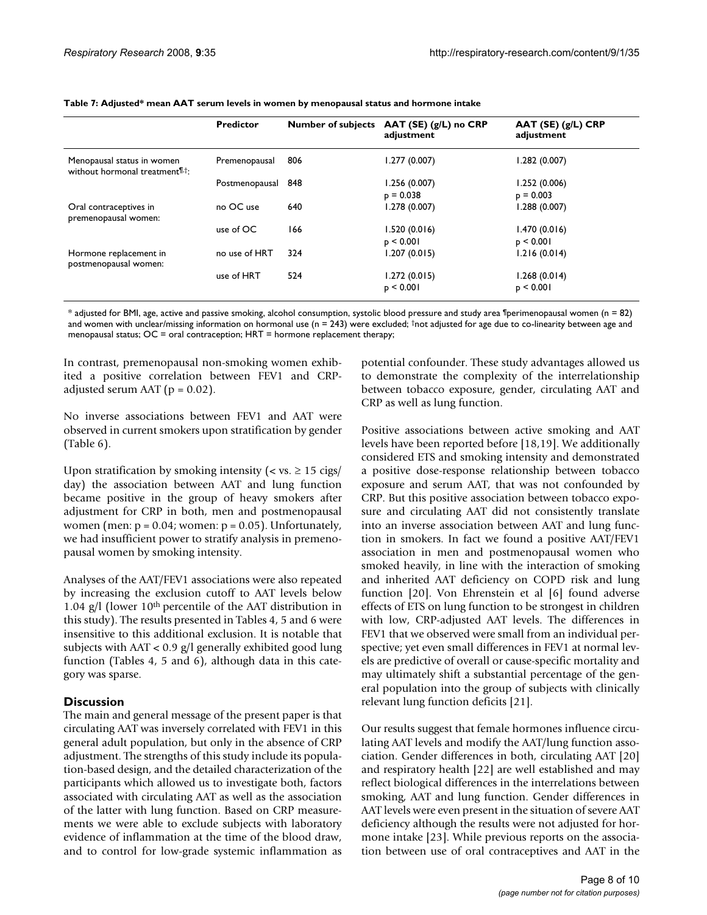**Table 7: Adjusted* mean AAT serum levels in women by menopausal status and hormone intake**

| | Predictor | Number of subjects | AAT (SE) (g/L) no CRP adjustment | AAT (SE) (g/L) CRP adjustment |
|---|---|---|---|---|
| Menopausal status in women without hormonal treatment¶,†: | Premenopausal | 806 | 1.277 (0.007) | 1.282 (0.007) |
| | Postmenopausal | 848 | 1.256 (0.007) $p = 0.038$ | 1.252 (0.006) $p = 0.003$ |
| Oral contraceptives in premenopausal women: | no OC use | 640 | 1.278 (0.007) | 1.288 (0.007) |
| | use of OC | 166 | 1.520 (0.016) $p < 0.001$ | 1.470 (0.016) $p < 0.001$ |
| Hormone replacement in postmenopausal women: | no use of HRT | 324 | 1.207 (0.015) | 1.216 (0.014) |
| | use of HRT | 524 | 1.272 (0.015) $p < 0.001$ | 1.268 (0.014) $p < 0.001$ |

* adjusted for BMI, age, active and passive smoking, alcohol consumption, systolic blood pressure and study area ¶perimenopausal women (n = 82) and women with unclear/missing information on hormonal use (n = 243) were excluded; †not adjusted for age due to co-linearity between age and menopausal status; OC = oral contraception; HRT = hormone replacement therapy;

In contrast, premenopausal non-smoking women exhibited a positive correlation between FEV1 and CRP-adjusted serum AAT ($p = 0.02$).

No inverse associations between FEV1 and AAT were observed in current smokers upon stratification by gender (Table 6).

Upon stratification by smoking intensity (< vs. ≥ 15 cigs/day) the association between AAT and lung function became positive in the group of heavy smokers after adjustment for CRP in both, men and postmenopausal women (men: $p = 0.04$; women: $p = 0.05$). Unfortunately, we had insufficient power to stratify analysis in premenopausal women by smoking intensity.

Analyses of the AAT/FEV1 associations were also repeated by increasing the exclusion cutoff to AAT levels below 1.04 g/l (lower 10th percentile of the AAT distribution in this study). The results presented in Tables 4, 5 and 6 were insensitive to this additional exclusion. It is notable that subjects with AAT < 0.9 g/l generally exhibited good lung function (Tables 4, 5 and 6), although data in this category was sparse.

## Discussion

The main and general message of the present paper is that circulating AAT was inversely correlated with FEV1 in this general adult population, but only in the absence of CRP adjustment. The strengths of this study include its population-based design, and the detailed characterization of the participants which allowed us to investigate both, factors associated with circulating AAT as well as the association of the latter with lung function. Based on CRP measurements we were able to exclude subjects with laboratory evidence of inflammation at the time of the blood draw, and to control for low-grade systemic inflammation as potential confounder. These study advantages allowed us to demonstrate the complexity of the interrelationship between tobacco exposure, gender, circulating AAT and CRP as well as lung function.

Positive associations between active smoking and AAT levels have been reported before [18,19]. We additionally considered ETS and smoking intensity and demonstrated a positive dose-response relationship between tobacco exposure and serum AAT, that was not confounded by CRP. But this positive association between tobacco exposure and circulating AAT did not consistently translate into an inverse association between AAT and lung function in smokers. In fact we found a positive AAT/FEV1 association in men and postmenopausal women who smoked heavily, in line with the interaction of smoking and inherited AAT deficiency on COPD risk and lung function [20]. Von Ehrenstein et al [6] found adverse effects of ETS on lung function to be strongest in children with low, CRP-adjusted AAT levels. The differences in FEV1 that we observed were small from an individual perspective; yet even small differences in FEV1 at normal levels are predictive of overall or cause-specific mortality and may ultimately shift a substantial percentage of the general population into the group of subjects with clinically relevant lung function deficits [21].

Our results suggest that female hormones influence circulating AAT levels and modify the AAT/lung function association. Gender differences in both, circulating AAT [20] and respiratory health [22] are well established and may reflect biological differences in the interrelations between smoking, AAT and lung function. Gender differences in AAT levels were even present in the situation of severe AAT deficiency although the results were not adjusted for hormone intake [23]. While previous reports on the association between use of oral contraceptives and AAT in the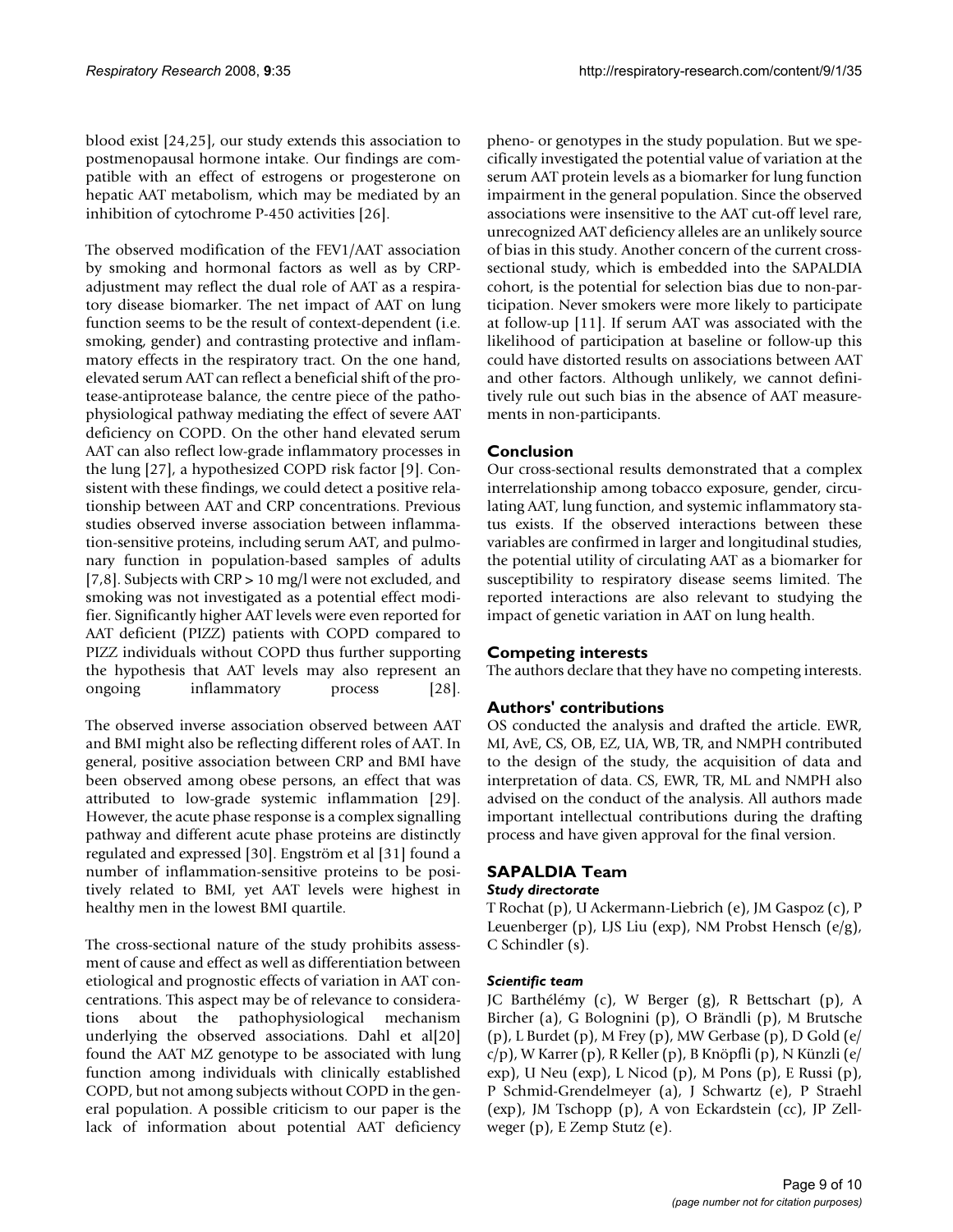blood exist [24,25], our study extends this association to postmenopausal hormone intake. Our findings are compatible with an effect of estrogens or progesterone on hepatic AAT metabolism, which may be mediated by an inhibition of cytochrome P-450 activities [26].

The observed modification of the FEV1/AAT association by smoking and hormonal factors as well as by CRP-adjustment may reflect the dual role of AAT as a respiratory disease biomarker. The net impact of AAT on lung function seems to be the result of context-dependent (i.e. smoking, gender) and contrasting protective and inflammatory effects in the respiratory tract. On the one hand, elevated serum AAT can reflect a beneficial shift of the protease-antiprotease balance, the centre piece of the pathophysiological pathway mediating the effect of severe AAT deficiency on COPD. On the other hand elevated serum AAT can also reflect low-grade inflammatory processes in the lung [27], a hypothesized COPD risk factor [9]. Consistent with these findings, we could detect a positive relationship between AAT and CRP concentrations. Previous studies observed inverse association between inflammation-sensitive proteins, including serum AAT, and pulmonary function in population-based samples of adults [7,8]. Subjects with CRP > 10 mg/l were not excluded, and smoking was not investigated as a potential effect modifier. Significantly higher AAT levels were even reported for AAT deficient (PIZZ) patients with COPD compared to PIZZ individuals without COPD thus further supporting the hypothesis that AAT levels may also represent an ongoing inflammatory process [28].

The observed inverse association observed between AAT and BMI might also be reflecting different roles of AAT. In general, positive association between CRP and BMI have been observed among obese persons, an effect that was attributed to low-grade systemic inflammation [29]. However, the acute phase response is a complex signalling pathway and different acute phase proteins are distinctly regulated and expressed [30]. Engström et al [31] found a number of inflammation-sensitive proteins to be positively related to BMI, yet AAT levels were highest in healthy men in the lowest BMI quartile.

The cross-sectional nature of the study prohibits assessment of cause and effect as well as differentiation between etiological and prognostic effects of variation in AAT concentrations. This aspect may be of relevance to considerations about the pathophysiological mechanism underlying the observed associations. Dahl et al[20] found the AAT MZ genotype to be associated with lung function among individuals with clinically established COPD, but not among subjects without COPD in the general population. A possible criticism to our paper is the lack of information about potential AAT deficiency pheno- or genotypes in the study population. But we specifically investigated the potential value of variation at the serum AAT protein levels as a biomarker for lung function impairment in the general population. Since the observed associations were insensitive to the AAT cut-off level rare, unrecognized AAT deficiency alleles are an unlikely source of bias in this study. Another concern of the current cross-sectional study, which is embedded into the SAPALDIA cohort, is the potential for selection bias due to non-participation. Never smokers were more likely to participate at follow-up [11]. If serum AAT was associated with the likelihood of participation at baseline or follow-up this could have distorted results on associations between AAT and other factors. Although unlikely, we cannot definitively rule out such bias in the absence of AAT measurements in non-participants.

## Conclusion

Our cross-sectional results demonstrated that a complex interrelationship among tobacco exposure, gender, circulating AAT, lung function, and systemic inflammatory status exists. If the observed interactions between these variables are confirmed in larger and longitudinal studies, the potential utility of circulating AAT as a biomarker for susceptibility to respiratory disease seems limited. The reported interactions are also relevant to studying the impact of genetic variation in AAT on lung health.

## Competing interests

The authors declare that they have no competing interests.

## Authors' contributions

OS conducted the analysis and drafted the article. EWR, MI, AvE, CS, OB, EZ, UA, WB, TR, and NMPH contributed to the design of the study, the acquisition of data and interpretation of data. CS, EWR, TR, ML and NMPH also advised on the conduct of the analysis. All authors made important intellectual contributions during the drafting process and have given approval for the final version.

## SAPALDIA Team

### *Study directorate*

T Rochat (p), U Ackermann-Liebrich (e), JM Gaspoz (c), P Leuenberger (p), LJS Liu (exp), NM Probst Hensch (e/g), C Schindler (s).

### *Scientific team*

JC Barthélémy (c), W Berger (g), R Bettschart (p), A Bircher (a), G Bolognini (p), O Brändli (p), M Brutsche (p), L Burdet (p), M Frey (p), MW Gerbase (p), D Gold (e/c/p), W Karrer (p), R Keller (p), B Knöpfli (p), N Künzli (e/exp), U Neu (exp), L Nicod (p), M Pons (p), E Russi (p), P Schmid-Grendelmeyer (a), J Schwartz (e), P Straehl (exp), JM Tschopp (p), A von Eckardstein (cc), JP Zellweger (p), E Zemp Stutz (e).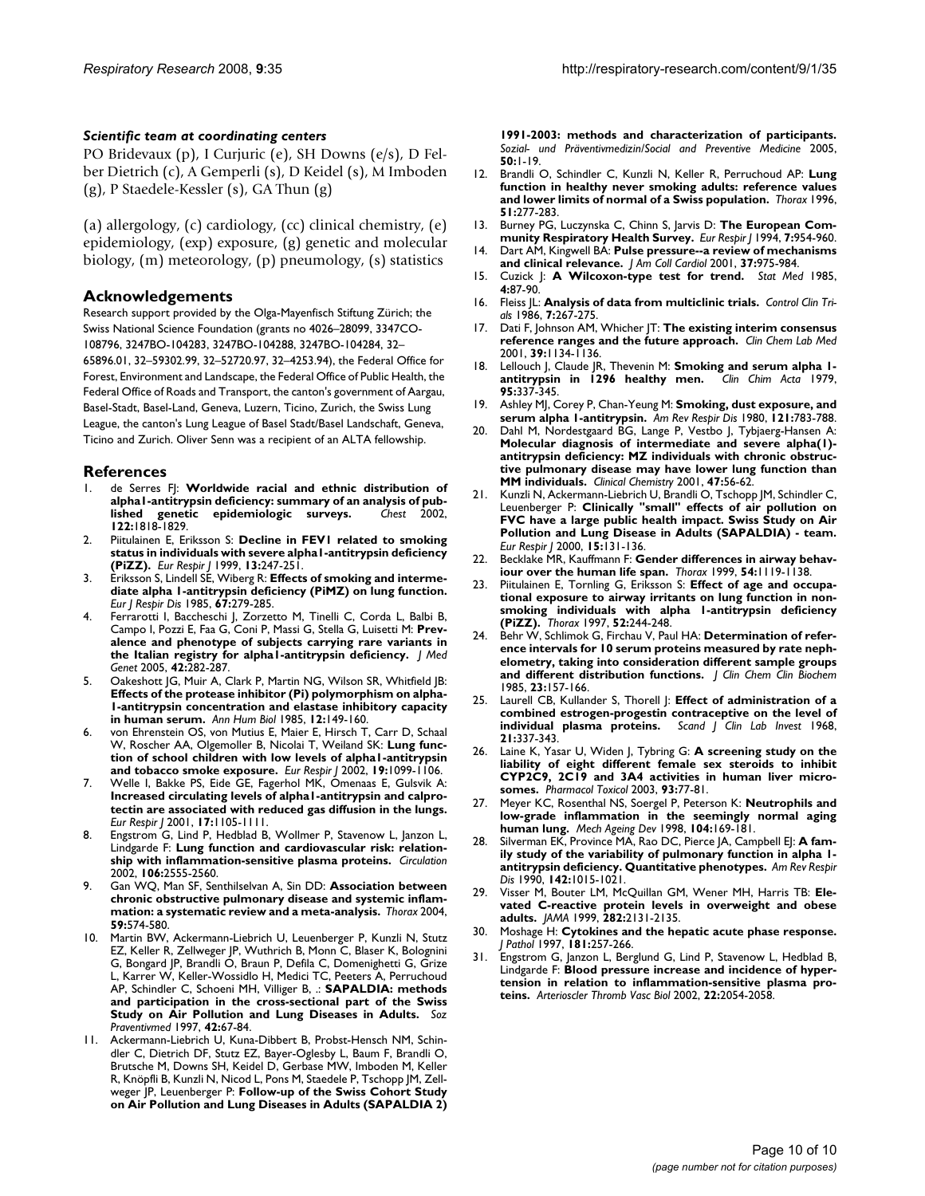***Scientific team at coordinating centers***

PO Bridevaux (p), I Curjuric (e), SH Downs (e/s), D Felber Dietrich (c), A Gemperli (s), D Keidel (s), M Imboden (g), P Staedele-Kessler (s), GA Thun (g)

(a) allergology, (c) cardiology, (cc) clinical chemistry, (e) epidemiology, (exp) exposure, (g) genetic and molecular biology, (m) meteorology, (p) pneumology, (s) statistics

## Acknowledgements

Research support provided by the Olga-Mayenfisch Stiftung Zürich; the Swiss National Science Foundation (grants no 4026–28099, 3347CO-108796, 3247BO-104283, 3247BO-104288, 3247BO-104284, 32–65896.01, 32–59302.99, 32–52720.97, 32–4253.94), the Federal Office for Forest, Environment and Landscape, the Federal Office of Public Health, the Federal Office of Roads and Transport, the canton's government of Aargau, Basel-Stadt, Basel-Land, Geneva, Luzern, Ticino, Zurich, the Swiss Lung League, the canton's Lung League of Basel Stadt/Basel Landschaft, Geneva, Ticino and Zurich. Oliver Senn was a recipient of an ALTA fellowship.

## References

1. de Serres FJ: **Worldwide racial and ethnic distribution of alpha1-antitrypsin deficiency: summary of an analysis of published genetic epidemiologic surveys.** *Chest* 2002, **122:**1818-1829.
2. Piitulainen E, Eriksson S: **Decline in FEV1 related to smoking status in individuals with severe alpha1-antitrypsin deficiency (PiZZ).** *Eur Respir J* 1999, **13:**247-251.
3. Eriksson S, Lindell SE, Wiberg R: **Effects of smoking and intermediate alpha 1-antitrypsin deficiency (PiMZ) on lung function.** *Eur J Respir Dis* 1985, **67:**279-285.
4. Ferrarotti I, Baccheschi J, Zorzetto M, Tinelli C, Corda L, Balbi B, Campo I, Pozzi E, Faa G, Coni P, Massi G, Stella G, Luisetti M: **Prevalence and phenotype of subjects carrying rare variants in the Italian registry for alpha1-antitrypsin deficiency.** *J Med Genet* 2005, **42:**282-287.
5. Oakeshott JG, Muir A, Clark P, Martin NG, Wilson SR, Whitfield JB: **Effects of the protease inhibitor (Pi) polymorphism on alpha-1-antitrypsin concentration and elastase inhibitory capacity in human serum.** *Ann Hum Biol* 1985, **12:**149-160.
6. von Ehrenstein OS, von Mutius E, Maier E, Hirsch T, Carr D, Schaal W, Roscher AA, Olgemoller B, Nicolai T, Weiland SK: **Lung function of school children with low levels of alpha1-antitrypsin and tobacco smoke exposure.** *Eur Respir J* 2002, **19:**1099-1106.
7. Welle I, Bakke PS, Eide GE, Fagerhol MK, Omenaas E, Gulsvik A: **Increased circulating levels of alpha1-antitrypsin and calprotectin are associated with reduced gas diffusion in the lungs.** *Eur Respir J* 2001, **17:**1105-1111.
8. Engstrom G, Lind P, Hedblad B, Wollmer P, Stavenow L, Janzon L, Lindgarde F: **Lung function and cardiovascular risk: relationship with inflammation-sensitive plasma proteins.** *Circulation* 2002, **106:**2555-2560.
9. Gan WQ, Man SF, Senthilselvan A, Sin DD: **Association between chronic obstructive pulmonary disease and systemic inflammation: a systematic review and a meta-analysis.** *Thorax* 2004, **59:**574-580.
10. Martin BW, Ackermann-Liebrich U, Leuenberger P, Kunzli N, Stutz EZ, Keller R, Zellweger JP, Wuthrich B, Monn C, Blaser K, Bolognini G, Bongard JP, Brandli O, Braun P, Defila C, Domenighetti G, Grize L, Karrer W, Keller-Wossidlo H, Medici TC, Peeters A, Perruchoud AP, Schindler C, Schoeni MH, Villiger B, .: **SAPALDIA: methods and participation in the cross-sectional part of the Swiss Study on Air Pollution and Lung Diseases in Adults.** *Soz Praventivmed* 1997, **42:**67-84.
11. Ackermann-Liebrich U, Kuna-Dibbert B, Probst-Hensch NM, Schindler C, Dietrich DF, Stutz EZ, Bayer-Oglesby L, Baum F, Brandli O, Brutsche M, Downs SH, Keidel D, Gerbase MW, Imboden M, Keller R, Knöpfli B, Kunzli N, Nicod L, Pons M, Staedele P, Tschopp JM, Zellweger JP, Leuenberger P: **Follow-up of the Swiss Cohort Study on Air Pollution and Lung Diseases in Adults (SAPALDIA 2) 1991-2003: methods and characterization of participants.** *Sozial- und Präventivmedizin/Social and Preventive Medicine* 2005, **50:**1-19.
12. Brandli O, Schindler C, Kunzli N, Keller R, Perruchoud AP: **Lung function in healthy never smoking adults: reference values and lower limits of normal of a Swiss population.** *Thorax* 1996, **51:**277-283.
13. Burney PG, Luczynska C, Chinn S, Jarvis D: **The European Community Respiratory Health Survey.** *Eur Respir J* 1994, **7:**954-960.
14. Dart AM, Kingwell BA: **Pulse pressure--a review of mechanisms and clinical relevance.** *J Am Coll Cardiol* 2001, **37:**975-984.
15. Cuzick J: **A Wilcoxon-type test for trend.** *Stat Med* 1985, **4:**87-90.
16. Fleiss JL: **Analysis of data from multiclinic trials.** *Control Clin Trials* 1986, **7:**267-275.
17. Dati F, Johnson AM, Whicher JT: **The existing interim consensus reference ranges and the future approach.** *Clin Chem Lab Med* 2001, **39:**1134-1136.
18. Lellouch J, Claude JR, Thevenin M: **Smoking and serum alpha 1-antitrypsin in 1296 healthy men.** *Clin Chim Acta* 1979, **95:**337-345.
19. Ashley MJ, Corey P, Chan-Yeung M: **Smoking, dust exposure, and serum alpha 1-antitrypsin.** *Am Rev Respir Dis* 1980, **121:**783-788.
20. Dahl M, Nordestgaard BG, Lange P, Vestbo J, Tybjaerg-Hansen A: **Molecular diagnosis of intermediate and severe alpha(1)-antitrypsin deficiency: MZ individuals with chronic obstructive pulmonary disease may have lower lung function than MM individuals.** *Clinical Chemistry* 2001, **47:**56-62.
21. Kunzli N, Ackermann-Liebrich U, Brandli O, Tschopp JM, Schindler C, Leuenberger P: **Clinically "small" effects of air pollution on FVC have a large public health impact. Swiss Study on Air Pollution and Lung Disease in Adults (SAPALDIA) - team.** *Eur Respir J* 2000, **15:**131-136.
22. Becklake MR, Kauffmann F: **Gender differences in airway behaviour over the human life span.** *Thorax* 1999, **54:**1119-1138.
23. Piitulainen E, Tornling G, Eriksson S: **Effect of age and occupational exposure to airway irritants on lung function in non-smoking individuals with alpha 1-antitrypsin deficiency (PiZZ).** *Thorax* 1997, **52:**244-248.
24. Behr W, Schlimok G, Firchau V, Paul HA: **Determination of reference intervals for 10 serum proteins measured by rate nephelometry, taking into consideration different sample groups and different distribution functions.** *J Clin Chem Clin Biochem* 1985, **23:**157-166.
25. Laurell CB, Kullander S, Thorell J: **Effect of administration of a combined estrogen-progestin contraceptive on the level of individual plasma proteins.** *Scand J Clin Lab Invest* 1968, **21:**337-343.
26. Laine K, Yasar U, Widen J, Tybring G: **A screening study on the liability of eight different female sex steroids to inhibit CYP2C9, 2C19 and 3A4 activities in human liver microsomes.** *Pharmacol Toxicol* 2003, **93:**77-81.
27. Meyer KC, Rosenthal NS, Soergel P, Peterson K: **Neutrophils and low-grade inflammation in the seemingly normal aging human lung.** *Mech Ageing Dev* 1998, **104:**169-181.
28. Silverman EK, Province MA, Rao DC, Pierce JA, Campbell EJ: **A family study of the variability of pulmonary function in alpha 1-antitrypsin deficiency. Quantitative phenotypes.** *Am Rev Respir Dis* 1990, **142:**1015-1021.
29. Visser M, Bouter LM, McQuillan GM, Wener MH, Harris TB: **Elevated C-reactive protein levels in overweight and obese adults.** *JAMA* 1999, **282:**2131-2135.
30. Moshage H: **Cytokines and the hepatic acute phase response.** *J Pathol* 1997, **181:**257-266.
31. Engstrom G, Janzon L, Berglund G, Lind P, Stavenow L, Hedblad B, Lindgarde F: **Blood pressure increase and incidence of hypertension in relation to inflammation-sensitive plasma proteins.** *Arterioscler Thromb Vasc Biol* 2002, **22:**2054-2058.